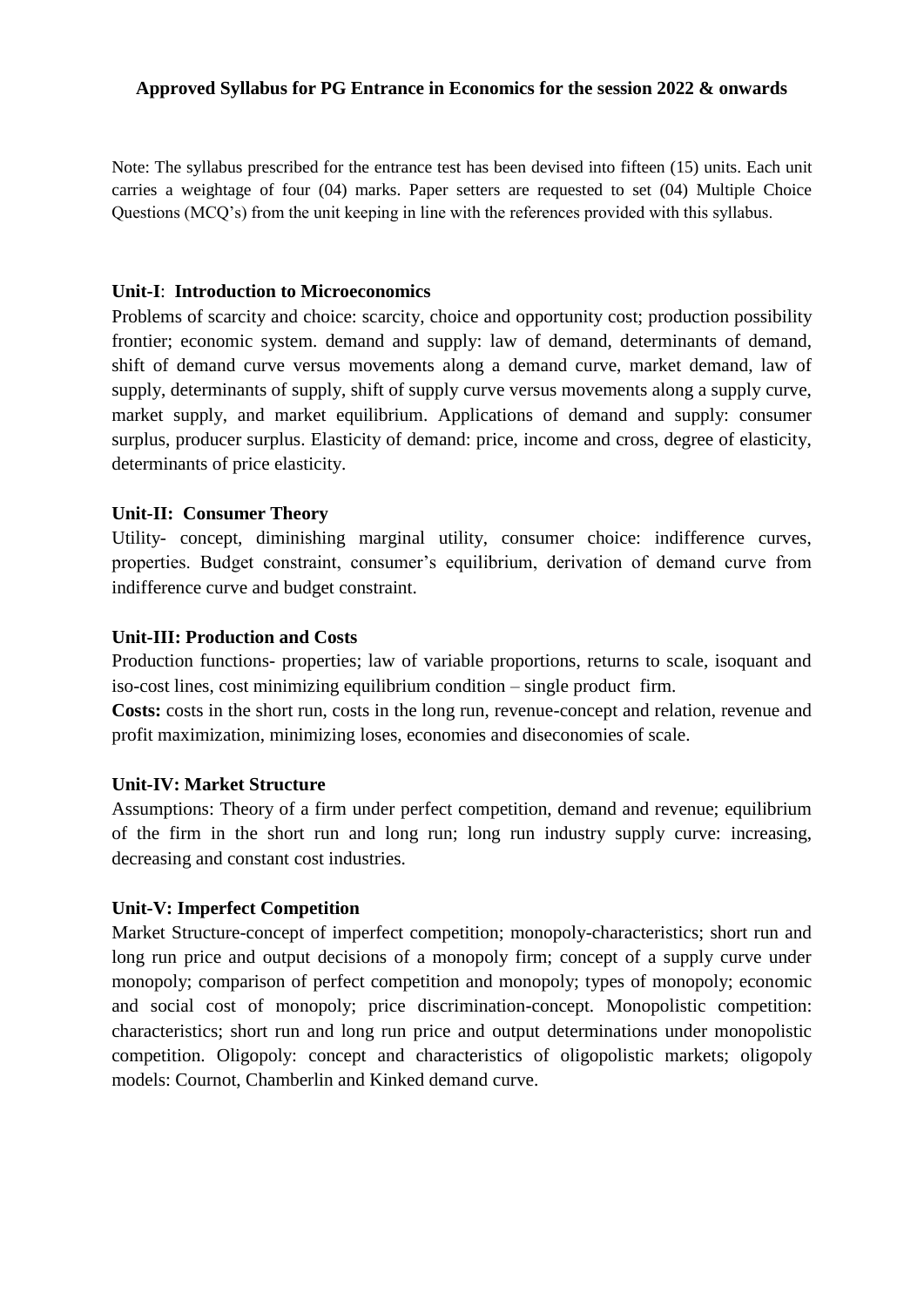# Approved Syllabus for PG Entrance in Economics for the session 2022 & onwards

Note: The syllabus prescribed for the entrance test has been devised into fifteen (15) units. Each unit carries a weightage of four (04) marks. Paper setters are requested to set (04) Multiple Choice Questions (MCQ's) from the unit keeping in line with the references provided with this syllabus.

**Unit-I**: **Introduction to Microeconomics**

Problems of scarcity and choice: scarcity, choice and opportunity cost; production possibility frontier; economic system. demand and supply: law of demand, determinants of demand, shift of demand curve versus movements along a demand curve, market demand, law of supply, determinants of supply, shift of supply curve versus movements along a supply curve, market supply, and market equilibrium. Applications of demand and supply: consumer surplus, producer surplus. Elasticity of demand: price, income and cross, degree of elasticity, determinants of price elasticity.

**Unit-II: Consumer Theory**

Utility- concept, diminishing marginal utility, consumer choice: indifference curves, properties. Budget constraint, consumer's equilibrium, derivation of demand curve from indifference curve and budget constraint.

**Unit-III: Production and Costs**

Production functions- properties; law of variable proportions, returns to scale, isoquant and iso-cost lines, cost minimizing equilibrium condition – single product firm.

**Costs:** costs in the short run, costs in the long run, revenue-concept and relation, revenue and profit maximization, minimizing loses, economies and diseconomies of scale.

**Unit-IV: Market Structure**

Assumptions: Theory of a firm under perfect competition, demand and revenue; equilibrium of the firm in the short run and long run; long run industry supply curve: increasing, decreasing and constant cost industries.

**Unit-V: Imperfect Competition**

Market Structure-concept of imperfect competition; monopoly-characteristics; short run and long run price and output decisions of a monopoly firm; concept of a supply curve under monopoly; comparison of perfect competition and monopoly; types of monopoly; economic and social cost of monopoly; price discrimination-concept. Monopolistic competition: characteristics; short run and long run price and output determinations under monopolistic competition. Oligopoly: concept and characteristics of oligopolistic markets; oligopoly models: Cournot, Chamberlin and Kinked demand curve.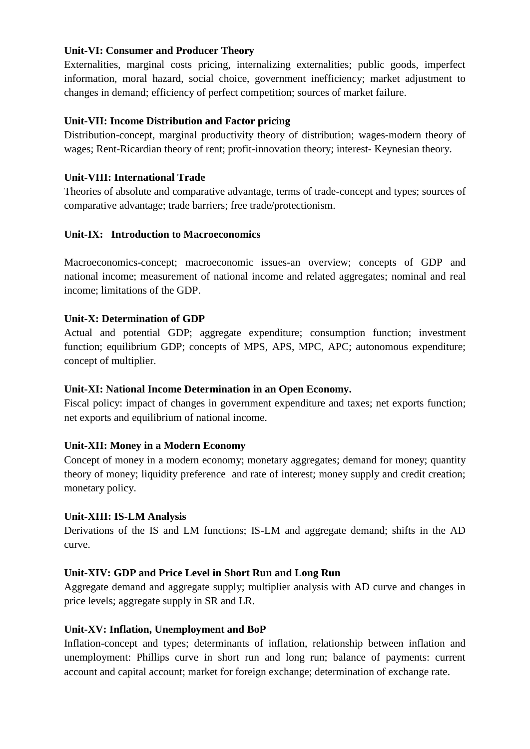**Unit-VI: Consumer and Producer Theory**

Externalities, marginal costs pricing, internalizing externalities; public goods, imperfect information, moral hazard, social choice, government inefficiency; market adjustment to changes in demand; efficiency of perfect competition; sources of market failure.

**Unit-VII: Income Distribution and Factor pricing**

Distribution-concept, marginal productivity theory of distribution; wages-modern theory of wages; Rent-Ricardian theory of rent; profit-innovation theory; interest- Keynesian theory.

**Unit-VIII: International Trade**

Theories of absolute and comparative advantage, terms of trade-concept and types; sources of comparative advantage; trade barriers; free trade/protectionism.

**Unit-IX: Introduction to Macroeconomics**

Macroeconomics-concept; macroeconomic issues-an overview; concepts of GDP and national income; measurement of national income and related aggregates; nominal and real income; limitations of the GDP.

**Unit-X: Determination of GDP**

Actual and potential GDP; aggregate expenditure; consumption function; investment function; equilibrium GDP; concepts of MPS, APS, MPC, APC; autonomous expenditure; concept of multiplier.

**Unit-XI: National Income Determination in an Open Economy.**

Fiscal policy: impact of changes in government expenditure and taxes; net exports function; net exports and equilibrium of national income.

**Unit-XII: Money in a Modern Economy**

Concept of money in a modern economy; monetary aggregates; demand for money; quantity theory of money; liquidity preference and rate of interest; money supply and credit creation; monetary policy.

**Unit-XIII: IS-LM Analysis**

Derivations of the IS and LM functions; IS-LM and aggregate demand; shifts in the AD curve.

**Unit-XIV: GDP and Price Level in Short Run and Long Run**

Aggregate demand and aggregate supply; multiplier analysis with AD curve and changes in price levels; aggregate supply in SR and LR.

**Unit-XV: Inflation, Unemployment and BoP**

Inflation-concept and types; determinants of inflation, relationship between inflation and unemployment: Phillips curve in short run and long run; balance of payments: current account and capital account; market for foreign exchange; determination of exchange rate.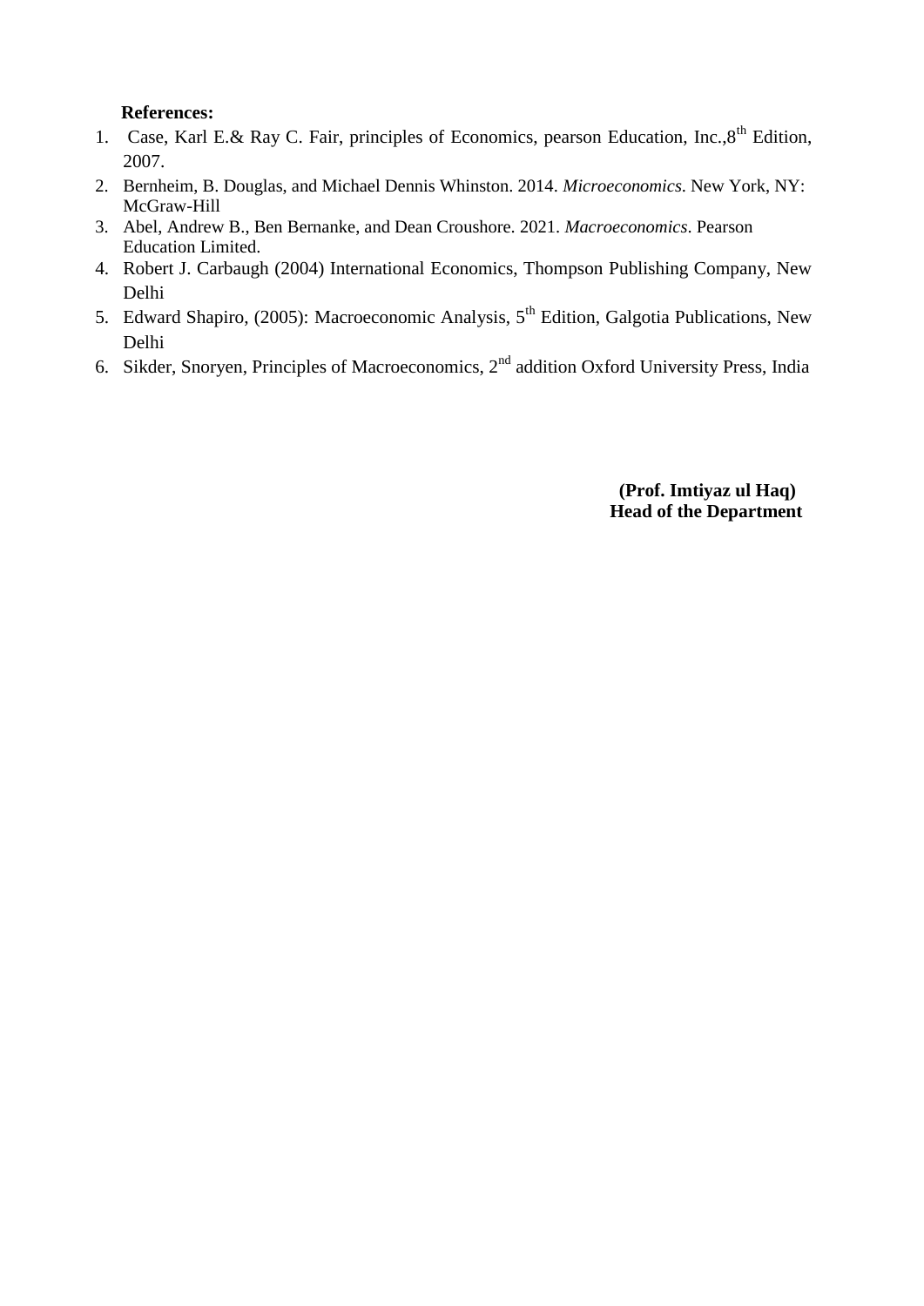**References:**

1. Case, Karl E.& Ray C. Fair, principles of Economics, pearson Education, Inc.,8th Edition, 2007.
2. Bernheim, B. Douglas, and Michael Dennis Whinston. 2014. *Microeconomics*. New York, NY: McGraw-Hill
3. Abel, Andrew B., Ben Bernanke, and Dean Croushore. 2021. *Macroeconomics*. Pearson Education Limited.
4. Robert J. Carbaugh (2004) International Economics, Thompson Publishing Company, New Delhi
5. Edward Shapiro, (2005): Macroeconomic Analysis, 5th Edition, Galgotia Publications, New Delhi
6. Sikder, Snoryen, Principles of Macroeconomics, 2nd addition Oxford University Press, India

**(Prof. Imtiyaz ul Haq)**
**Head of the Department**